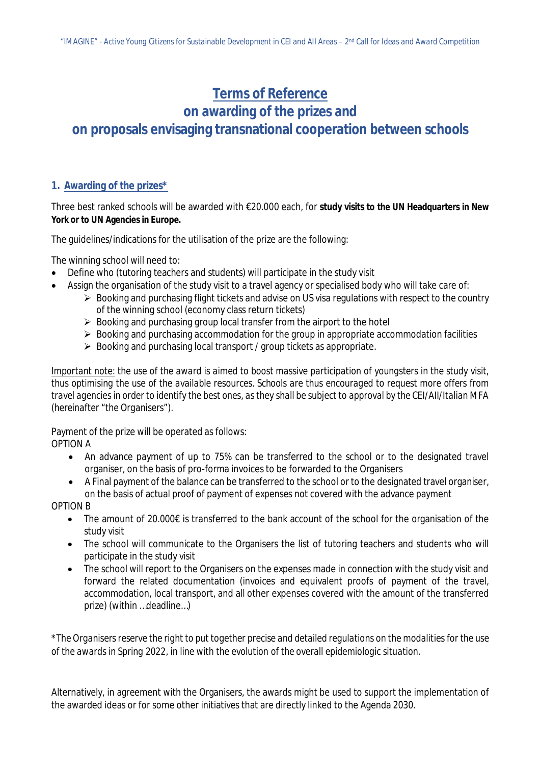# Terms of Reference
# on awarding of the prizes and
# on proposals envisaging transnational cooperation between schools

## 1. Awarding of the prizes*

Three best ranked schools will be awarded with €20.000 each, for **study visits to the UN Headquarters in New York or to UN Agencies in Europe.**

The guidelines/indications for the utilisation of the prize are the following:

The winning school will need to:

- Define who (tutoring teachers and students) will participate in the study visit
- Assign the organisation of the study visit to a travel agency or specialised body who will take care of:
  - Booking and purchasing flight tickets and advise on US visa regulations with respect to the country of the winning school (economy class return tickets)
  - Booking and purchasing group local transfer from the airport to the hotel
  - Booking and purchasing accommodation for the group in appropriate accommodation facilities
  - Booking and purchasing local transport / group tickets as appropriate.

Important note: the use of the award is aimed to boost massive participation of youngsters in the study visit, thus optimising the use of the available resources. Schools are thus encouraged to request more offers from travel agencies in order to identify the best ones, as they shall be subject to approval by the CEI/AII/Italian MFA (hereinafter "the Organisers").

Payment of the prize will be operated as follows:

OPTION A

- An advance payment of up to 75% can be transferred to the school or to the designated travel organiser, on the basis of pro-forma invoices to be forwarded to the Organisers
- A Final payment of the balance can be transferred to the school or to the designated travel organiser, on the basis of actual proof of payment of expenses not covered with the advance payment

OPTION B

- The amount of 20.000€ is transferred to the bank account of the school for the organisation of the study visit
- The school will communicate to the Organisers the list of tutoring teachers and students who will participate in the study visit
- The school will report to the Organisers on the expenses made in connection with the study visit and forward the related documentation (invoices and equivalent proofs of payment of the travel, accommodation, local transport, and all other expenses covered with the amount of the transferred prize) (within …deadline…)

*The Organisers reserve the right to put together precise and detailed regulations on the modalities for the use of the awards in Spring 2022, in line with the evolution of the overall epidemiologic situation.

Alternatively, in agreement with the Organisers, the awards might be used to support the implementation of the awarded ideas or for some other initiatives that are directly linked to the Agenda 2030.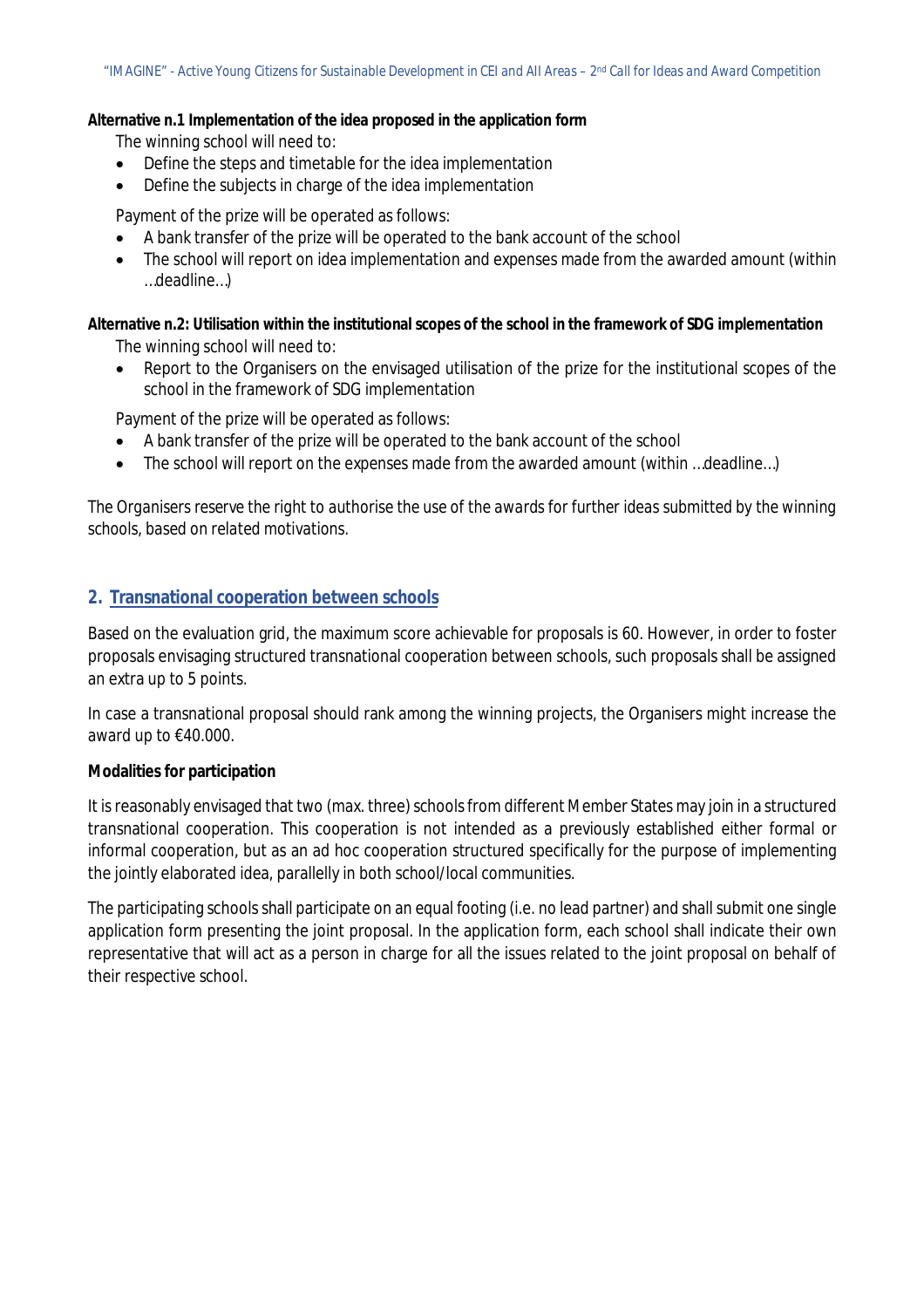**Alternative n.1 Implementation of the idea proposed in the application form**

The winning school will need to:

- Define the steps and timetable for the idea implementation
- Define the subjects in charge of the idea implementation

Payment of the prize will be operated as follows:

- A bank transfer of the prize will be operated to the bank account of the school
- The school will report on idea implementation and expenses made from the awarded amount (within …deadline…)

**Alternative n.2: Utilisation within the institutional scopes of the school in the framework of SDG implementation**

The winning school will need to:

- Report to the Organisers on the envisaged utilisation of the prize for the institutional scopes of the school in the framework of SDG implementation

Payment of the prize will be operated as follows:

- A bank transfer of the prize will be operated to the bank account of the school
- The school will report on the expenses made from the awarded amount (within …deadline…)

The Organisers reserve the right to authorise the use of the awards for further ideas submitted by the winning schools, based on related motivations.

## 2. Transnational cooperation between schools

Based on the evaluation grid, the maximum score achievable for proposals is 60. However, in order to foster proposals envisaging structured transnational cooperation between schools, such proposals shall be assigned an extra up to 5 points.

In case a transnational proposal should rank among the winning projects, the Organisers might increase the award up to €40.000.

**Modalities for participation**

It is reasonably envisaged that two (max. three) schools from different Member States may join in a structured transnational cooperation. This cooperation is not intended as a previously established either formal or informal cooperation, but as an ad hoc cooperation structured specifically for the purpose of implementing the jointly elaborated idea, parallelly in both school/local communities.

The participating schools shall participate on an equal footing (i.e. no lead partner) and shall submit one single application form presenting the joint proposal. In the application form, each school shall indicate their own representative that will act as a person in charge for all the issues related to the joint proposal on behalf of their respective school.